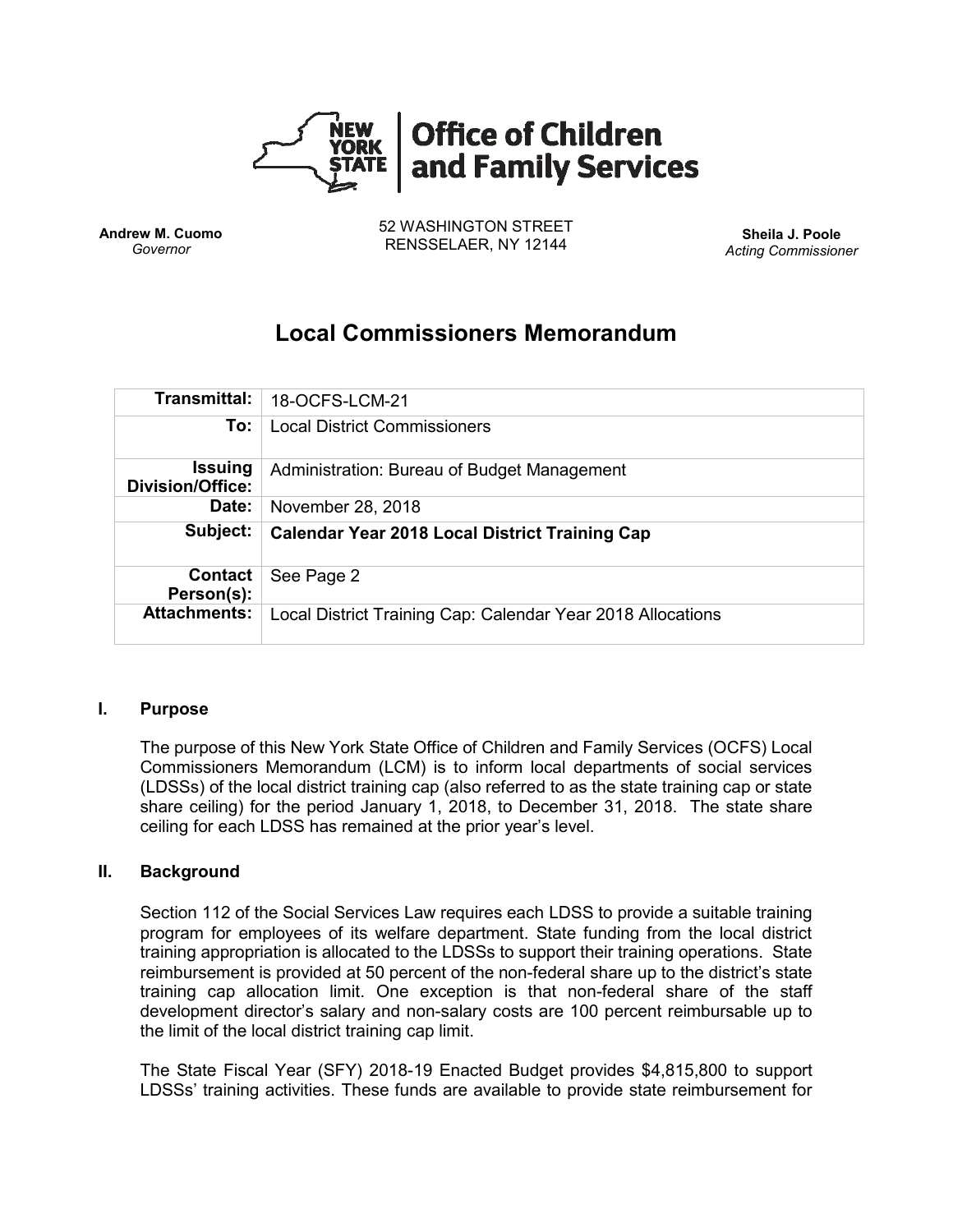**Office of Children and Family Services**

**Andrew M. Cuomo**
*Governor*

52 WASHINGTON STREET
RENSSELAER, NY 12144

**Sheila J. Poole**
*Acting Commissioner*

# Local Commissioners Memorandum

| | |
|---|---|
| **Transmittal:** | 18-OCFS-LCM-21 |
| **To:** | Local District Commissioners |
| **Issuing Division/Office:** | Administration: Bureau of Budget Management |
| **Date:** | November 28, 2018 |
| **Subject:** | **Calendar Year 2018 Local District Training Cap** |
| **Contact Person(s):** | See Page 2 |
| **Attachments:** | Local District Training Cap: Calendar Year 2018 Allocations |

## I. Purpose

The purpose of this New York State Office of Children and Family Services (OCFS) Local Commissioners Memorandum (LCM) is to inform local departments of social services (LDSSs) of the local district training cap (also referred to as the state training cap or state share ceiling) for the period January 1, 2018, to December 31, 2018. The state share ceiling for each LDSS has remained at the prior year's level.

## II. Background

Section 112 of the Social Services Law requires each LDSS to provide a suitable training program for employees of its welfare department. State funding from the local district training appropriation is allocated to the LDSSs to support their training operations. State reimbursement is provided at 50 percent of the non-federal share up to the district's state training cap allocation limit. One exception is that non-federal share of the staff development director's salary and non-salary costs are 100 percent reimbursable up to the limit of the local district training cap limit.

The State Fiscal Year (SFY) 2018-19 Enacted Budget provides $4,815,800 to support LDSSs' training activities. These funds are available to provide state reimbursement for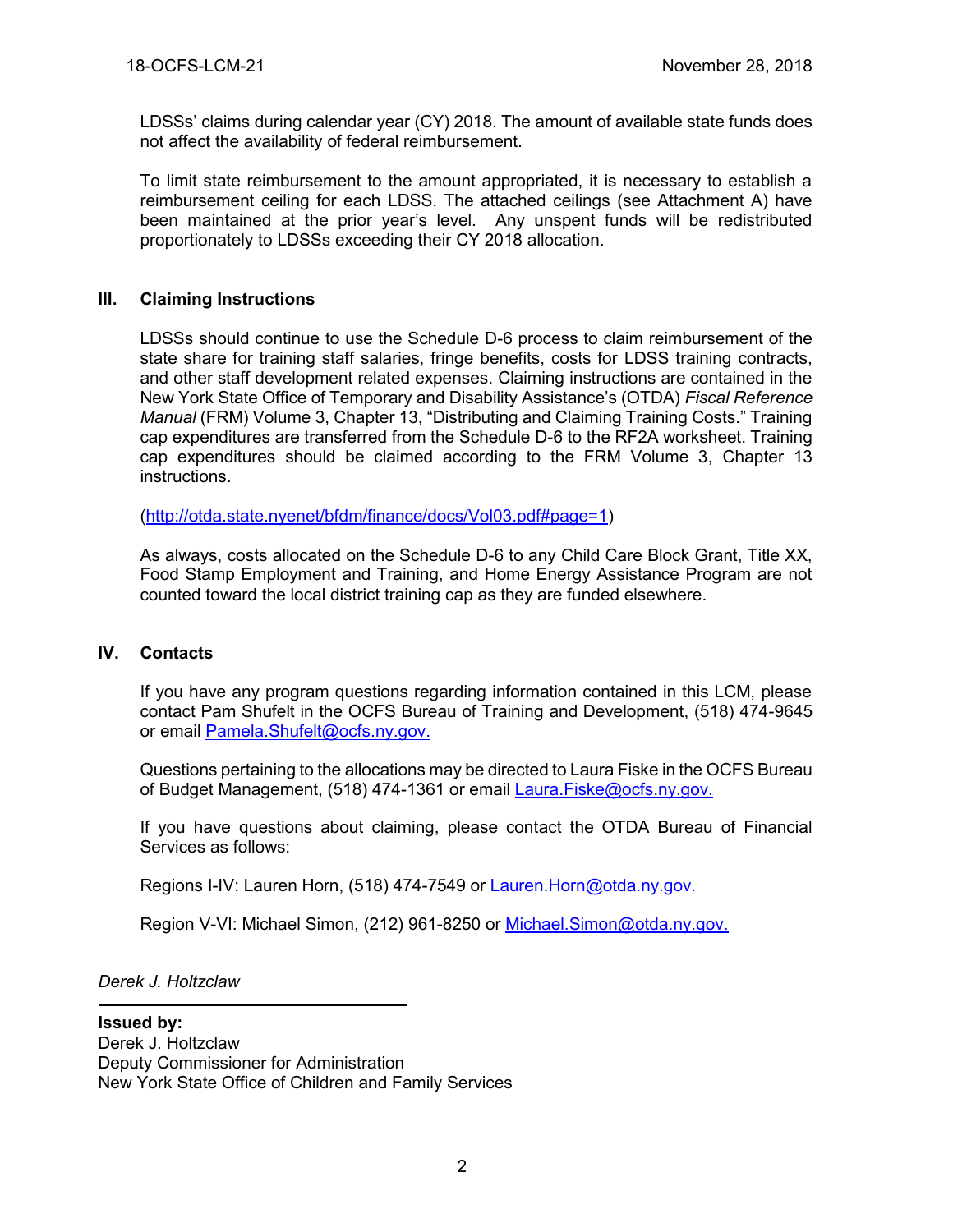LDSSs' claims during calendar year (CY) 2018. The amount of available state funds does not affect the availability of federal reimbursement.

To limit state reimbursement to the amount appropriated, it is necessary to establish a reimbursement ceiling for each LDSS. The attached ceilings (see Attachment A) have been maintained at the prior year's level. Any unspent funds will be redistributed proportionately to LDSSs exceeding their CY 2018 allocation.

## III. Claiming Instructions

LDSSs should continue to use the Schedule D-6 process to claim reimbursement of the state share for training staff salaries, fringe benefits, costs for LDSS training contracts, and other staff development related expenses. Claiming instructions are contained in the New York State Office of Temporary and Disability Assistance's (OTDA) *Fiscal Reference Manual* (FRM) Volume 3, Chapter 13, "Distributing and Claiming Training Costs." Training cap expenditures are transferred from the Schedule D-6 to the RF2A worksheet. Training cap expenditures should be claimed according to the FRM Volume 3, Chapter 13 instructions.

(http://otda.state.nyenet/bfdm/finance/docs/Vol03.pdf#page=1)

As always, costs allocated on the Schedule D-6 to any Child Care Block Grant, Title XX, Food Stamp Employment and Training, and Home Energy Assistance Program are not counted toward the local district training cap as they are funded elsewhere.

## IV. Contacts

If you have any program questions regarding information contained in this LCM, please contact Pam Shufelt in the OCFS Bureau of Training and Development, (518) 474-9645 or email Pamela.Shufelt@ocfs.ny.gov.

Questions pertaining to the allocations may be directed to Laura Fiske in the OCFS Bureau of Budget Management, (518) 474-1361 or email Laura.Fiske@ocfs.ny.gov.

If you have questions about claiming, please contact the OTDA Bureau of Financial Services as follows:

Regions I-IV: Lauren Horn, (518) 474-7549 or Lauren.Horn@otda.ny.gov.

Region V-VI: Michael Simon, (212) 961-8250 or Michael.Simon@otda.ny.gov.

*Derek J. Holtzclaw*

**Issued by:**
Derek J. Holtzclaw
Deputy Commissioner for Administration
New York State Office of Children and Family Services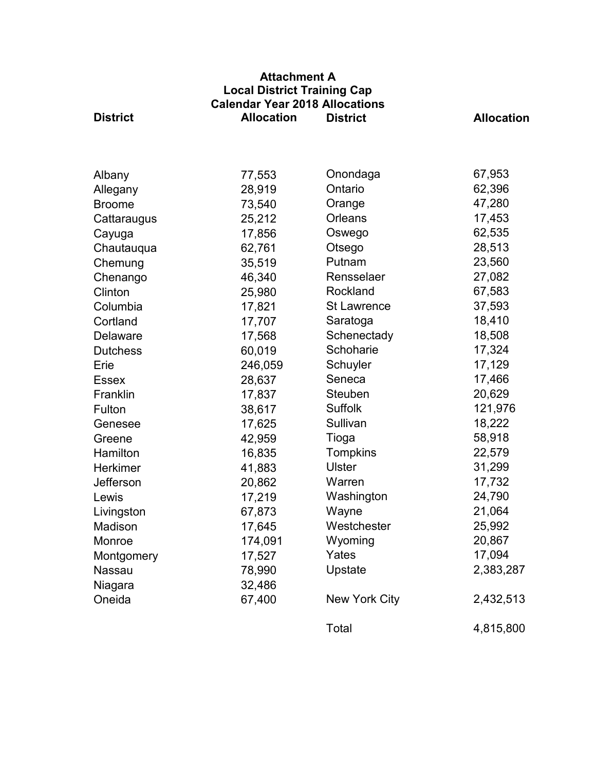**Attachment A**
**Local District Training Cap**
**Calendar Year 2018 Allocations**

| District | Allocation | District | Allocation |
|---|---|---|---|
| Albany | 77,553 | Onondaga | 67,953 |
| Allegany | 28,919 | Ontario | 62,396 |
| Broome | 73,540 | Orange | 47,280 |
| Cattaraugus | 25,212 | Orleans | 17,453 |
| Cayuga | 17,856 | Oswego | 62,535 |
| Chautauqua | 62,761 | Otsego | 28,513 |
| Chemung | 35,519 | Putnam | 23,560 |
| Chenango | 46,340 | Rensselaer | 27,082 |
| Clinton | 25,980 | Rockland | 67,583 |
| Columbia | 17,821 | St Lawrence | 37,593 |
| Cortland | 17,707 | Saratoga | 18,410 |
| Delaware | 17,568 | Schenectady | 18,508 |
| Dutchess | 60,019 | Schoharie | 17,324 |
| Erie | 246,059 | Schuyler | 17,129 |
| Essex | 28,637 | Seneca | 17,466 |
| Franklin | 17,837 | Steuben | 20,629 |
| Fulton | 38,617 | Suffolk | 121,976 |
| Genesee | 17,625 | Sullivan | 18,222 |
| Greene | 42,959 | Tioga | 58,918 |
| Hamilton | 16,835 | Tompkins | 22,579 |
| Herkimer | 41,883 | Ulster | 31,299 |
| Jefferson | 20,862 | Warren | 17,732 |
| Lewis | 17,219 | Washington | 24,790 |
| Livingston | 67,873 | Wayne | 21,064 |
| Madison | 17,645 | Westchester | 25,992 |
| Monroe | 174,091 | Wyoming | 20,867 |
| Montgomery | 17,527 | Yates | 17,094 |
| Nassau | 78,990 | Upstate | 2,383,287 |
| Niagara | 32,486 | | |
| Oneida | 67,400 | New York City | 2,432,513 |
| | | Total | 4,815,800 |